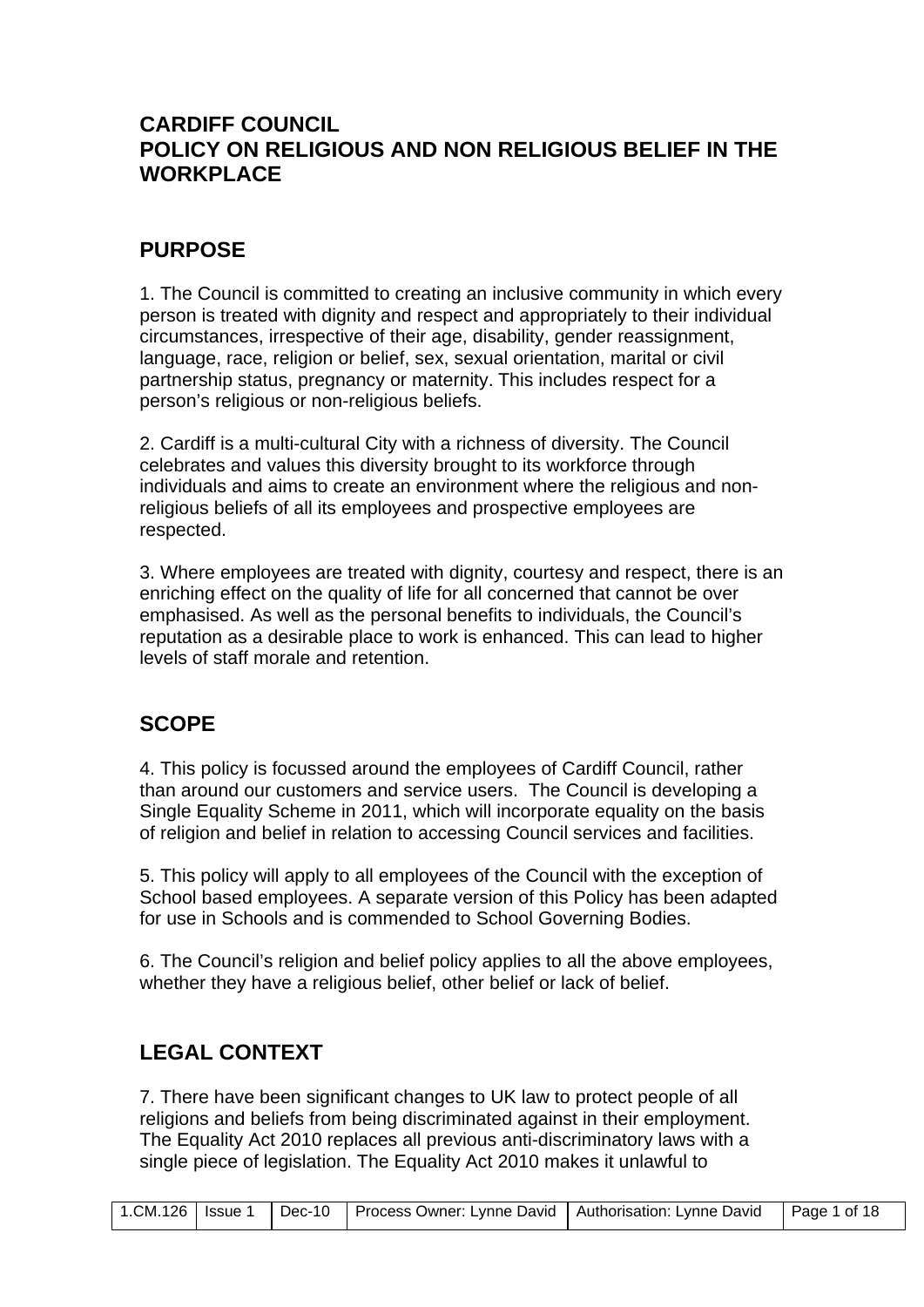# CARDIFF COUNCIL
# POLICY ON RELIGIOUS AND NON RELIGIOUS BELIEF IN THE WORKPLACE

## PURPOSE

1. The Council is committed to creating an inclusive community in which every person is treated with dignity and respect and appropriately to their individual circumstances, irrespective of their age, disability, gender reassignment, language, race, religion or belief, sex, sexual orientation, marital or civil partnership status, pregnancy or maternity. This includes respect for a person's religious or non-religious beliefs.

2. Cardiff is a multi-cultural City with a richness of diversity. The Council celebrates and values this diversity brought to its workforce through individuals and aims to create an environment where the religious and non-religious beliefs of all its employees and prospective employees are respected.

3. Where employees are treated with dignity, courtesy and respect, there is an enriching effect on the quality of life for all concerned that cannot be over emphasised. As well as the personal benefits to individuals, the Council's reputation as a desirable place to work is enhanced. This can lead to higher levels of staff morale and retention.

## SCOPE

4. This policy is focussed around the employees of Cardiff Council, rather than around our customers and service users. The Council is developing a Single Equality Scheme in 2011, which will incorporate equality on the basis of religion and belief in relation to accessing Council services and facilities.

5. This policy will apply to all employees of the Council with the exception of School based employees. A separate version of this Policy has been adapted for use in Schools and is commended to School Governing Bodies.

6. The Council's religion and belief policy applies to all the above employees, whether they have a religious belief, other belief or lack of belief.

## LEGAL CONTEXT

7. There have been significant changes to UK law to protect people of all religions and beliefs from being discriminated against in their employment. The Equality Act 2010 replaces all previous anti-discriminatory laws with a single piece of legislation. The Equality Act 2010 makes it unlawful to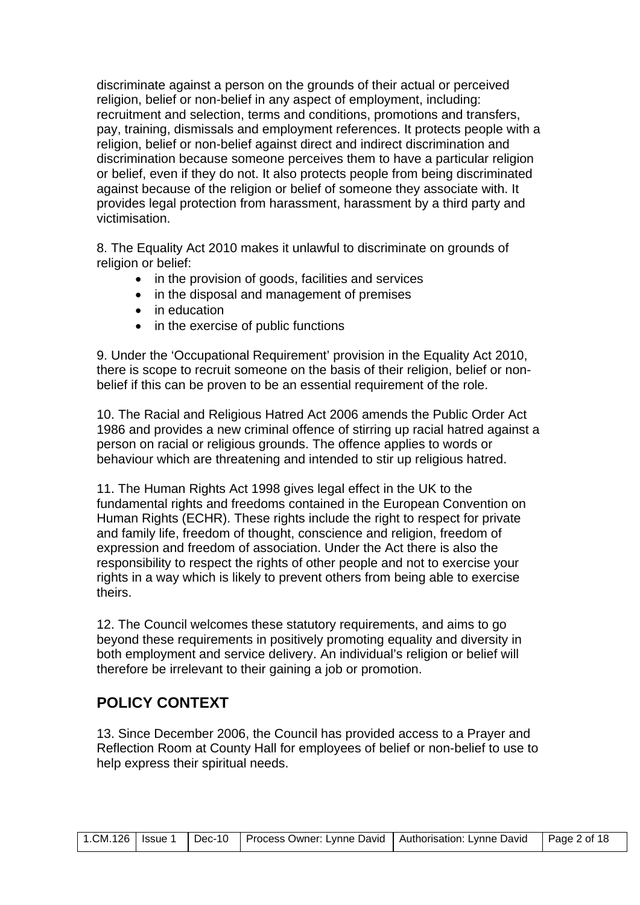discriminate against a person on the grounds of their actual or perceived religion, belief or non-belief in any aspect of employment, including: recruitment and selection, terms and conditions, promotions and transfers, pay, training, dismissals and employment references. It protects people with a religion, belief or non-belief against direct and indirect discrimination and discrimination because someone perceives them to have a particular religion or belief, even if they do not. It also protects people from being discriminated against because of the religion or belief of someone they associate with. It provides legal protection from harassment, harassment by a third party and victimisation.

8. The Equality Act 2010 makes it unlawful to discriminate on grounds of religion or belief:

- in the provision of goods, facilities and services
- in the disposal and management of premises
- in education
- in the exercise of public functions

9. Under the 'Occupational Requirement' provision in the Equality Act 2010, there is scope to recruit someone on the basis of their religion, belief or non-belief if this can be proven to be an essential requirement of the role.

10. The Racial and Religious Hatred Act 2006 amends the Public Order Act 1986 and provides a new criminal offence of stirring up racial hatred against a person on racial or religious grounds. The offence applies to words or behaviour which are threatening and intended to stir up religious hatred.

11. The Human Rights Act 1998 gives legal effect in the UK to the fundamental rights and freedoms contained in the European Convention on Human Rights (ECHR). These rights include the right to respect for private and family life, freedom of thought, conscience and religion, freedom of expression and freedom of association. Under the Act there is also the responsibility to respect the rights of other people and not to exercise your rights in a way which is likely to prevent others from being able to exercise theirs.

12. The Council welcomes these statutory requirements, and aims to go beyond these requirements in positively promoting equality and diversity in both employment and service delivery. An individual's religion or belief will therefore be irrelevant to their gaining a job or promotion.

## POLICY CONTEXT

13. Since December 2006, the Council has provided access to a Prayer and Reflection Room at County Hall for employees of belief or non-belief to use to help express their spiritual needs.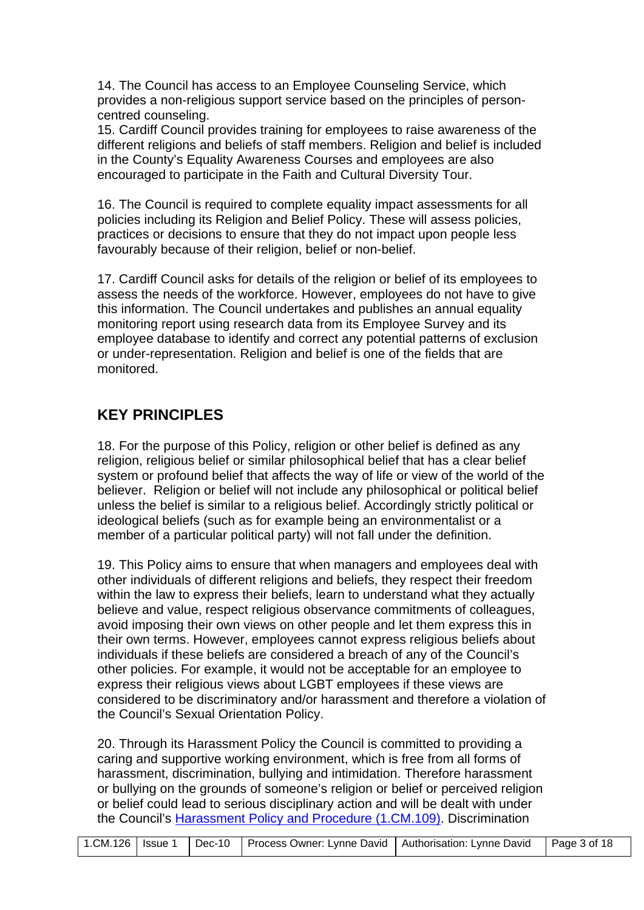14. The Council has access to an Employee Counseling Service, which provides a non-religious support service based on the principles of person-centred counseling.

15. Cardiff Council provides training for employees to raise awareness of the different religions and beliefs of staff members. Religion and belief is included in the County's Equality Awareness Courses and employees are also encouraged to participate in the Faith and Cultural Diversity Tour.

16. The Council is required to complete equality impact assessments for all policies including its Religion and Belief Policy. These will assess policies, practices or decisions to ensure that they do not impact upon people less favourably because of their religion, belief or non-belief.

17. Cardiff Council asks for details of the religion or belief of its employees to assess the needs of the workforce. However, employees do not have to give this information. The Council undertakes and publishes an annual equality monitoring report using research data from its Employee Survey and its employee database to identify and correct any potential patterns of exclusion or under-representation. Religion and belief is one of the fields that are monitored.

## KEY PRINCIPLES

18. For the purpose of this Policy, religion or other belief is defined as any religion, religious belief or similar philosophical belief that has a clear belief system or profound belief that affects the way of life or view of the world of the believer. Religion or belief will not include any philosophical or political belief unless the belief is similar to a religious belief. Accordingly strictly political or ideological beliefs (such as for example being an environmentalist or a member of a particular political party) will not fall under the definition.

19. This Policy aims to ensure that when managers and employees deal with other individuals of different religions and beliefs, they respect their freedom within the law to express their beliefs, learn to understand what they actually believe and value, respect religious observance commitments of colleagues, avoid imposing their own views on other people and let them express this in their own terms. However, employees cannot express religious beliefs about individuals if these beliefs are considered a breach of any of the Council's other policies. For example, it would not be acceptable for an employee to express their religious views about LGBT employees if these views are considered to be discriminatory and/or harassment and therefore a violation of the Council's Sexual Orientation Policy.

20. Through its Harassment Policy the Council is committed to providing a caring and supportive working environment, which is free from all forms of harassment, discrimination, bullying and intimidation. Therefore harassment or bullying on the grounds of someone's religion or belief or perceived religion or belief could lead to serious disciplinary action and will be dealt with under the Council's Harassment Policy and Procedure (1.CM.109). Discrimination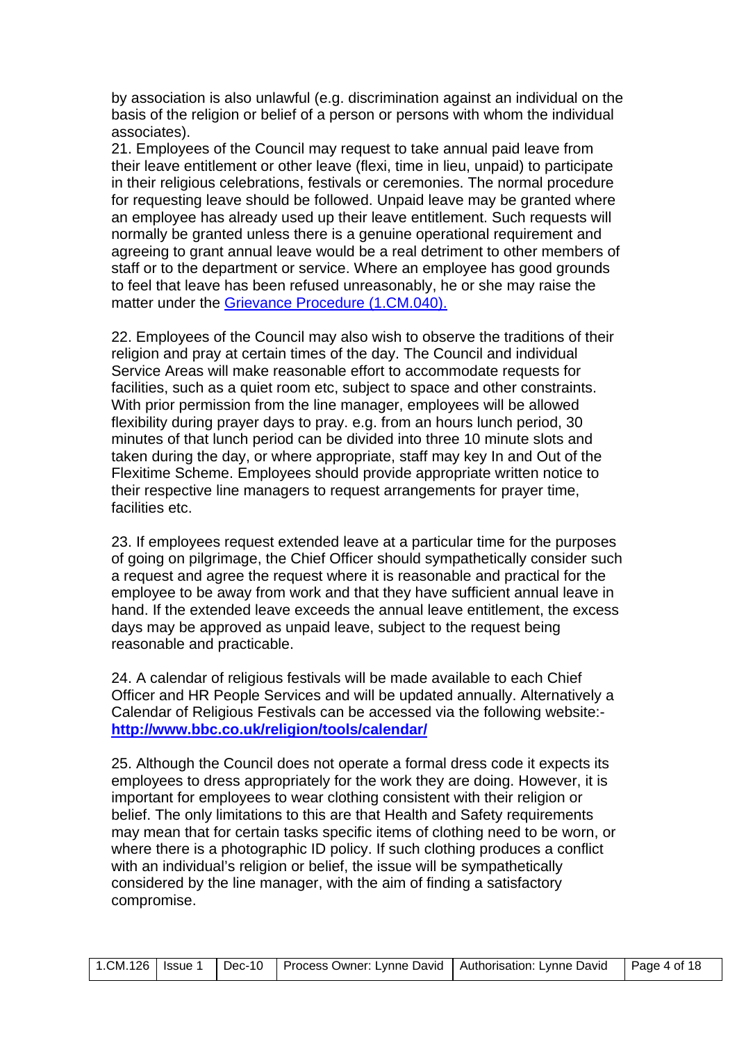by association is also unlawful (e.g. discrimination against an individual on the basis of the religion or belief of a person or persons with whom the individual associates).

21. Employees of the Council may request to take annual paid leave from their leave entitlement or other leave (flexi, time in lieu, unpaid) to participate in their religious celebrations, festivals or ceremonies. The normal procedure for requesting leave should be followed. Unpaid leave may be granted where an employee has already used up their leave entitlement. Such requests will normally be granted unless there is a genuine operational requirement and agreeing to grant annual leave would be a real detriment to other members of staff or to the department or service. Where an employee has good grounds to feel that leave has been refused unreasonably, he or she may raise the matter under the [Grievance Procedure (1.CM.040).]

22. Employees of the Council may also wish to observe the traditions of their religion and pray at certain times of the day. The Council and individual Service Areas will make reasonable effort to accommodate requests for facilities, such as a quiet room etc, subject to space and other constraints. With prior permission from the line manager, employees will be allowed flexibility during prayer days to pray. e.g. from an hours lunch period, 30 minutes of that lunch period can be divided into three 10 minute slots and taken during the day, or where appropriate, staff may key In and Out of the Flexitime Scheme. Employees should provide appropriate written notice to their respective line managers to request arrangements for prayer time, facilities etc.

23. If employees request extended leave at a particular time for the purposes of going on pilgrimage, the Chief Officer should sympathetically consider such a request and agree the request where it is reasonable and practical for the employee to be away from work and that they have sufficient annual leave in hand. If the extended leave exceeds the annual leave entitlement, the excess days may be approved as unpaid leave, subject to the request being reasonable and practicable.

24. A calendar of religious festivals will be made available to each Chief Officer and HR People Services and will be updated annually. Alternatively a Calendar of Religious Festivals can be accessed via the following website:- **http://www.bbc.co.uk/religion/tools/calendar/**

25. Although the Council does not operate a formal dress code it expects its employees to dress appropriately for the work they are doing. However, it is important for employees to wear clothing consistent with their religion or belief. The only limitations to this are that Health and Safety requirements may mean that for certain tasks specific items of clothing need to be worn, or where there is a photographic ID policy. If such clothing produces a conflict with an individual's religion or belief, the issue will be sympathetically considered by the line manager, with the aim of finding a satisfactory compromise.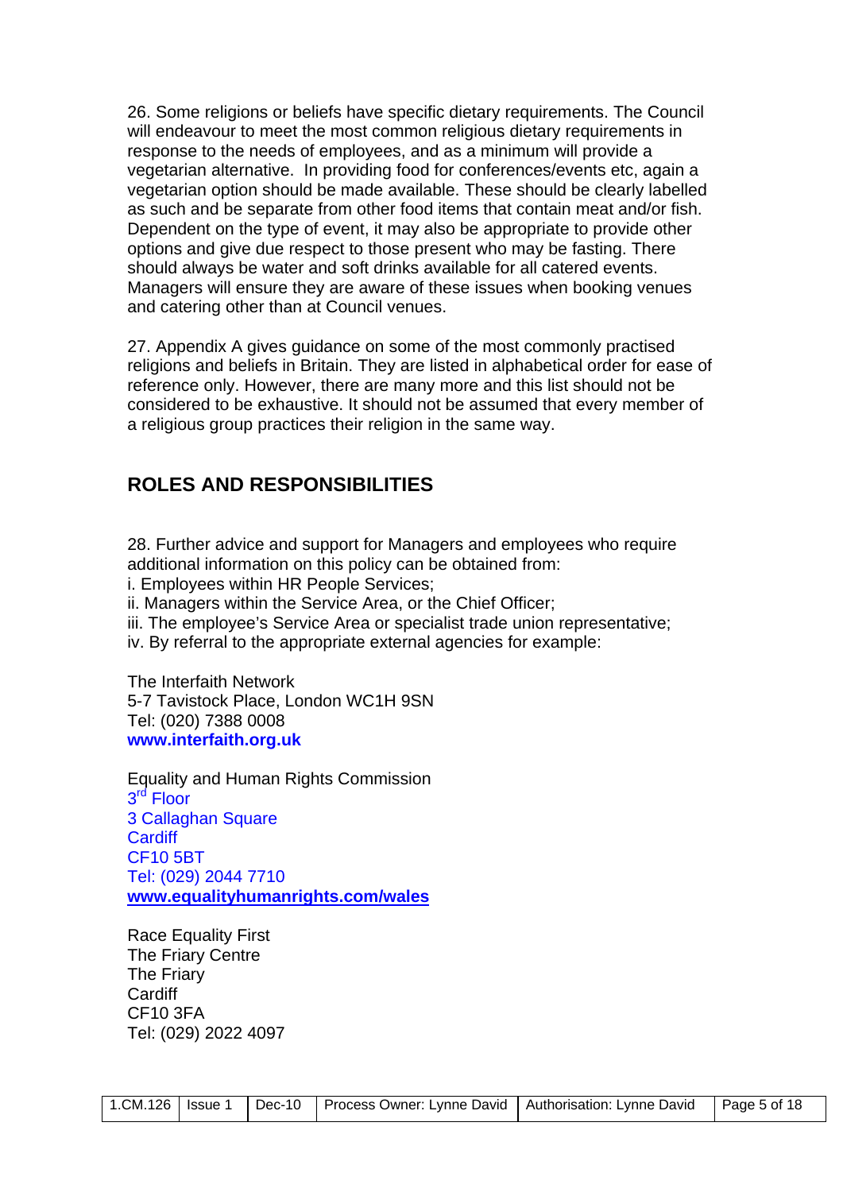26. Some religions or beliefs have specific dietary requirements. The Council will endeavour to meet the most common religious dietary requirements in response to the needs of employees, and as a minimum will provide a vegetarian alternative. In providing food for conferences/events etc, again a vegetarian option should be made available. These should be clearly labelled as such and be separate from other food items that contain meat and/or fish. Dependent on the type of event, it may also be appropriate to provide other options and give due respect to those present who may be fasting. There should always be water and soft drinks available for all catered events. Managers will ensure they are aware of these issues when booking venues and catering other than at Council venues.

27. Appendix A gives guidance on some of the most commonly practised religions and beliefs in Britain. They are listed in alphabetical order for ease of reference only. However, there are many more and this list should not be considered to be exhaustive. It should not be assumed that every member of a religious group practices their religion in the same way.

## ROLES AND RESPONSIBILITIES

28. Further advice and support for Managers and employees who require additional information on this policy can be obtained from:
i. Employees within HR People Services;
ii. Managers within the Service Area, or the Chief Officer;
iii. The employee's Service Area or specialist trade union representative;
iv. By referral to the appropriate external agencies for example:

The Interfaith Network
5-7 Tavistock Place, London WC1H 9SN
Tel: (020) 7388 0008
**www.interfaith.org.uk**

Equality and Human Rights Commission
3rd Floor
3 Callaghan Square
Cardiff
CF10 5BT
Tel: (029) 2044 7710
**www.equalityhumanrights.com/wales**

Race Equality First
The Friary Centre
The Friary
Cardiff
CF10 3FA
Tel: (029) 2022 4097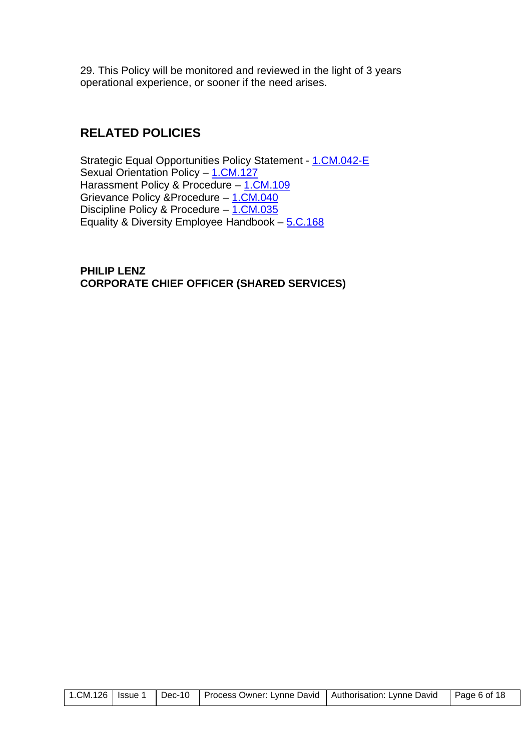29. This Policy will be monitored and reviewed in the light of 3 years operational experience, or sooner if the need arises.

## RELATED POLICIES

Strategic Equal Opportunities Policy Statement - 1.CM.042-E
Sexual Orientation Policy – 1.CM.127
Harassment Policy & Procedure – 1.CM.109
Grievance Policy &Procedure – 1.CM.040
Discipline Policy & Procedure – 1.CM.035
Equality & Diversity Employee Handbook – 5.C.168

**PHILIP LENZ**
**CORPORATE CHIEF OFFICER (SHARED SERVICES)**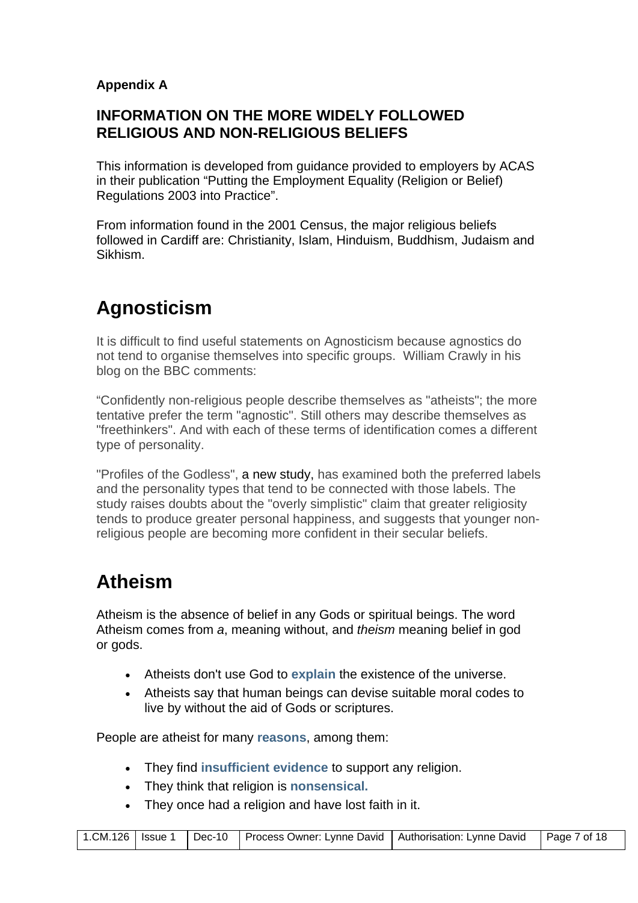**Appendix A**

## INFORMATION ON THE MORE WIDELY FOLLOWED RELIGIOUS AND NON-RELIGIOUS BELIEFS

This information is developed from guidance provided to employers by ACAS in their publication "Putting the Employment Equality (Religion or Belief) Regulations 2003 into Practice".

From information found in the 2001 Census, the major religious beliefs followed in Cardiff are: Christianity, Islam, Hinduism, Buddhism, Judaism and Sikhism.

# Agnosticism

It is difficult to find useful statements on Agnosticism because agnostics do not tend to organise themselves into specific groups. William Crawly in his blog on the BBC comments:

"Confidently non-religious people describe themselves as "atheists"; the more tentative prefer the term "agnostic". Still others may describe themselves as "freethinkers". And with each of these terms of identification comes a different type of personality.

"Profiles of the Godless", a new study, has examined both the preferred labels and the personality types that tend to be connected with those labels. The study raises doubts about the "overly simplistic" claim that greater religiosity tends to produce greater personal happiness, and suggests that younger non-religious people are becoming more confident in their secular beliefs.

# Atheism

Atheism is the absence of belief in any Gods or spiritual beings. The word Atheism comes from *a*, meaning without, and *theism* meaning belief in god or gods.

- Atheists don't use God to **explain** the existence of the universe.
- Atheists say that human beings can devise suitable moral codes to live by without the aid of Gods or scriptures.

People are atheist for many **reasons**, among them:

- They find **insufficient evidence** to support any religion.
- They think that religion is **nonsensical.**
- They once had a religion and have lost faith in it.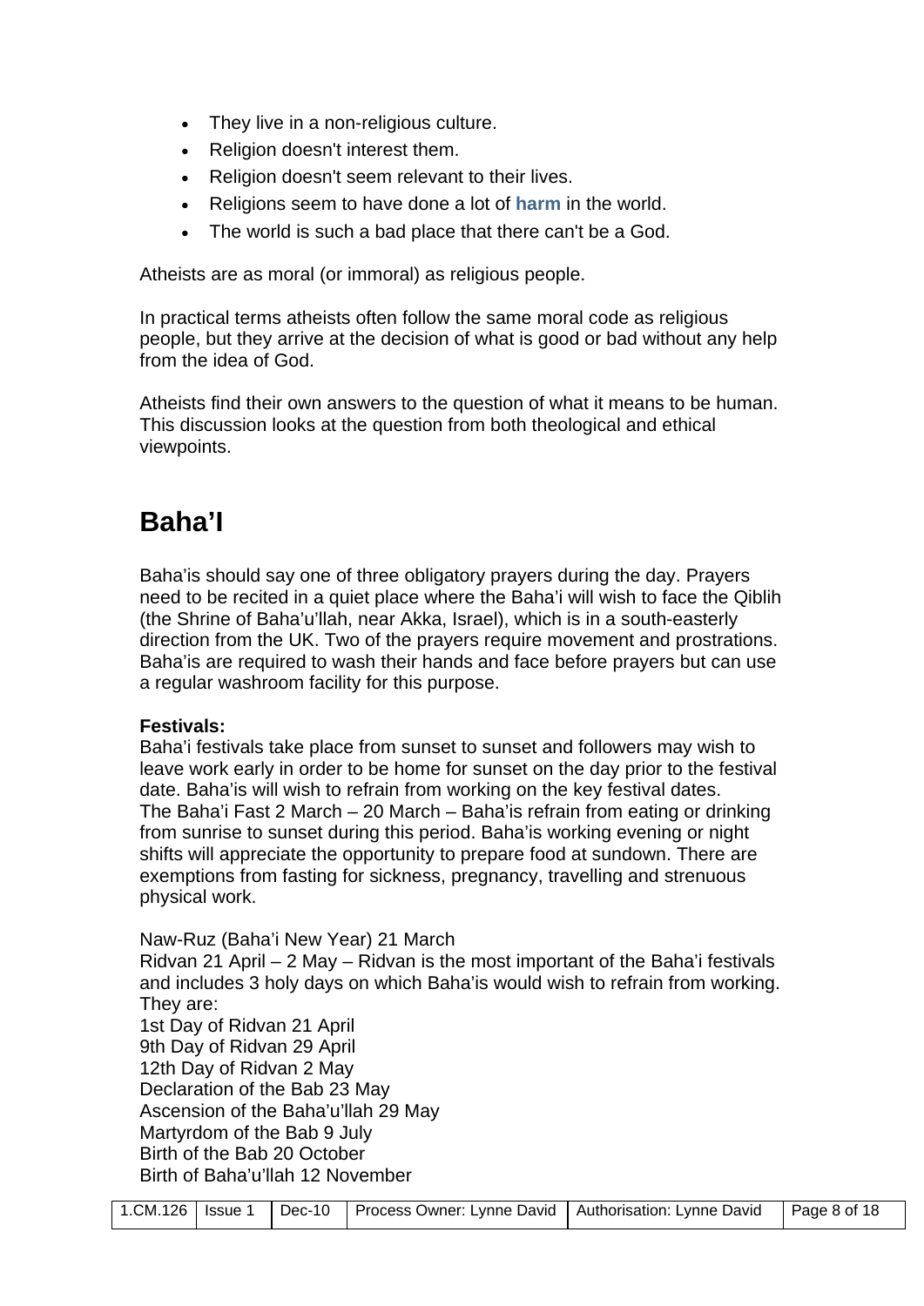- They live in a non-religious culture.
- Religion doesn't interest them.
- Religion doesn't seem relevant to their lives.
- Religions seem to have done a lot of **harm** in the world.
- The world is such a bad place that there can't be a God.

Atheists are as moral (or immoral) as religious people.

In practical terms atheists often follow the same moral code as religious people, but they arrive at the decision of what is good or bad without any help from the idea of God.

Atheists find their own answers to the question of what it means to be human. This discussion looks at the question from both theological and ethical viewpoints.

## Baha'I

Baha'is should say one of three obligatory prayers during the day. Prayers need to be recited in a quiet place where the Baha'i will wish to face the Qiblih (the Shrine of Baha'u'llah, near Akka, Israel), which is in a south-easterly direction from the UK. Two of the prayers require movement and prostrations. Baha'is are required to wash their hands and face before prayers but can use a regular washroom facility for this purpose.

**Festivals:**
Baha'i festivals take place from sunset to sunset and followers may wish to leave work early in order to be home for sunset on the day prior to the festival date. Baha'is will wish to refrain from working on the key festival dates.
The Baha'i Fast 2 March – 20 March – Baha'is refrain from eating or drinking from sunrise to sunset during this period. Baha's working evening or night shifts will appreciate the opportunity to prepare food at sundown. There are exemptions from fasting for sickness, pregnancy, travelling and strenuous physical work.

Naw-Ruz (Baha'i New Year) 21 March
Ridvan 21 April – 2 May – Ridvan is the most important of the Baha'i festivals and includes 3 holy days on which Baha'is would wish to refrain from working. They are:
1st Day of Ridvan 21 April
9th Day of Ridvan 29 April
12th Day of Ridvan 2 May
Declaration of the Bab 23 May
Ascension of the Baha'u'llah 29 May
Martyrdom of the Bab 9 July
Birth of the Bab 20 October
Birth of Baha'u'llah 12 November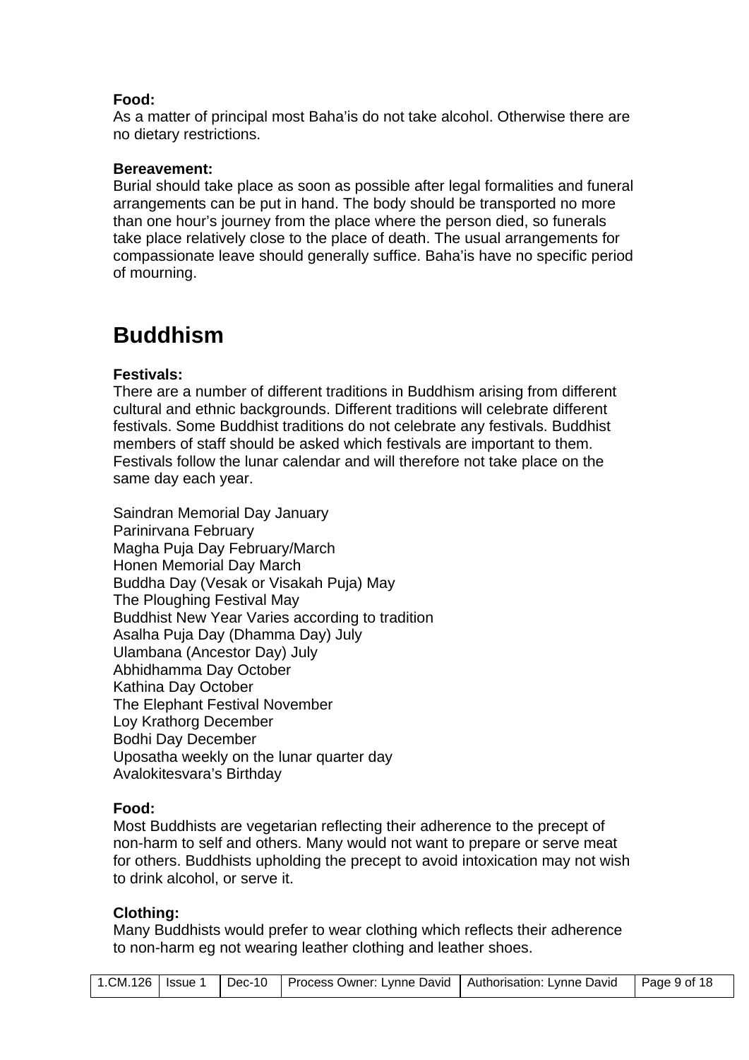**Food:**
As a matter of principal most Baha'is do not take alcohol. Otherwise there are no dietary restrictions.

**Bereavement:**
Burial should take place as soon as possible after legal formalities and funeral arrangements can be put in hand. The body should be transported no more than one hour's journey from the place where the person died, so funerals take place relatively close to the place of death. The usual arrangements for compassionate leave should generally suffice. Baha'is have no specific period of mourning.

# Buddhism

**Festivals:**
There are a number of different traditions in Buddhism arising from different cultural and ethnic backgrounds. Different traditions will celebrate different festivals. Some Buddhist traditions do not celebrate any festivals. Buddhist members of staff should be asked which festivals are important to them. Festivals follow the lunar calendar and will therefore not take place on the same day each year.

Saindran Memorial Day January
Parinirvana February
Magha Puja Day February/March
Honen Memorial Day March
Buddha Day (Vesak or Visakah Puja) May
The Ploughing Festival May
Buddhist New Year Varies according to tradition
Asalha Puja Day (Dhamma Day) July
Ulambana (Ancestor Day) July
Abhidhamma Day October
Kathina Day October
The Elephant Festival November
Loy Krathorg December
Bodhi Day December
Uposatha weekly on the lunar quarter day
Avalokitesvara's Birthday

**Food:**
Most Buddhists are vegetarian reflecting their adherence to the precept of non-harm to self and others. Many would not want to prepare or serve meat for others. Buddhists upholding the precept to avoid intoxication may not wish to drink alcohol, or serve it.

**Clothing:**
Many Buddhists would prefer to wear clothing which reflects their adherence to non-harm eg not wearing leather clothing and leather shoes.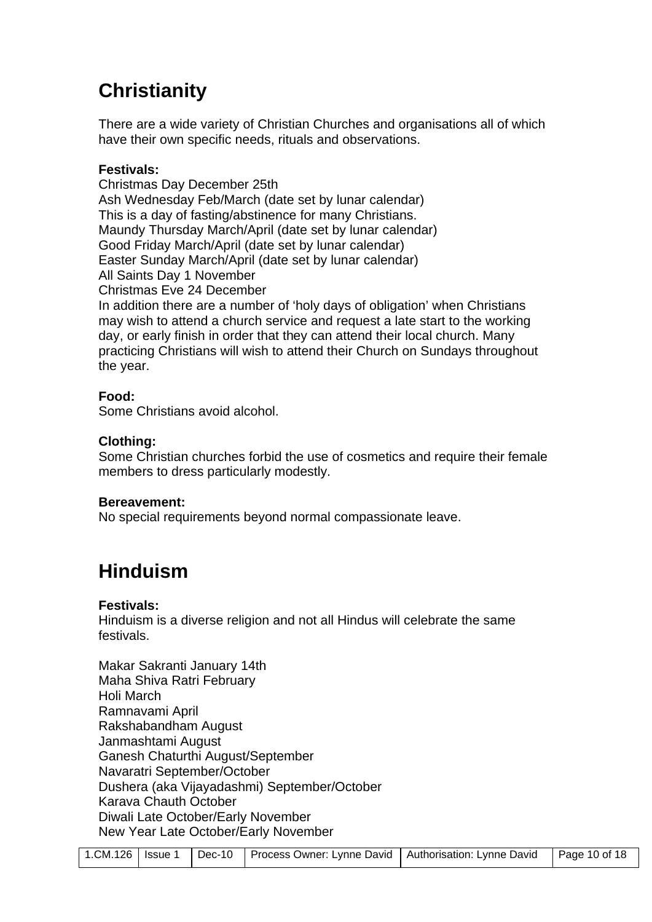# Christianity

There are a wide variety of Christian Churches and organisations all of which have their own specific needs, rituals and observations.

**Festivals:**
Christmas Day December 25th
Ash Wednesday Feb/March (date set by lunar calendar)
This is a day of fasting/abstinence for many Christians.
Maundy Thursday March/April (date set by lunar calendar)
Good Friday March/April (date set by lunar calendar)
Easter Sunday March/April (date set by lunar calendar)
All Saints Day 1 November
Christmas Eve 24 December
In addition there are a number of 'holy days of obligation' when Christians may wish to attend a church service and request a late start to the working day, or early finish in order that they can attend their local church. Many practicing Christians will wish to attend their Church on Sundays throughout the year.

**Food:**
Some Christians avoid alcohol.

**Clothing:**
Some Christian churches forbid the use of cosmetics and require their female members to dress particularly modestly.

**Bereavement:**
No special requirements beyond normal compassionate leave.

# Hinduism

**Festivals:**
Hinduism is a diverse religion and not all Hindus will celebrate the same festivals.

Makar Sakranti January 14th
Maha Shiva Ratri February
Holi March
Ramnavami April
Rakshabandham August
Janmashtami August
Ganesh Chaturthi August/September
Navaratri September/October
Dushera (aka Vijayadashmi) September/October
Karava Chauth October
Diwali Late October/Early November
New Year Late October/Early November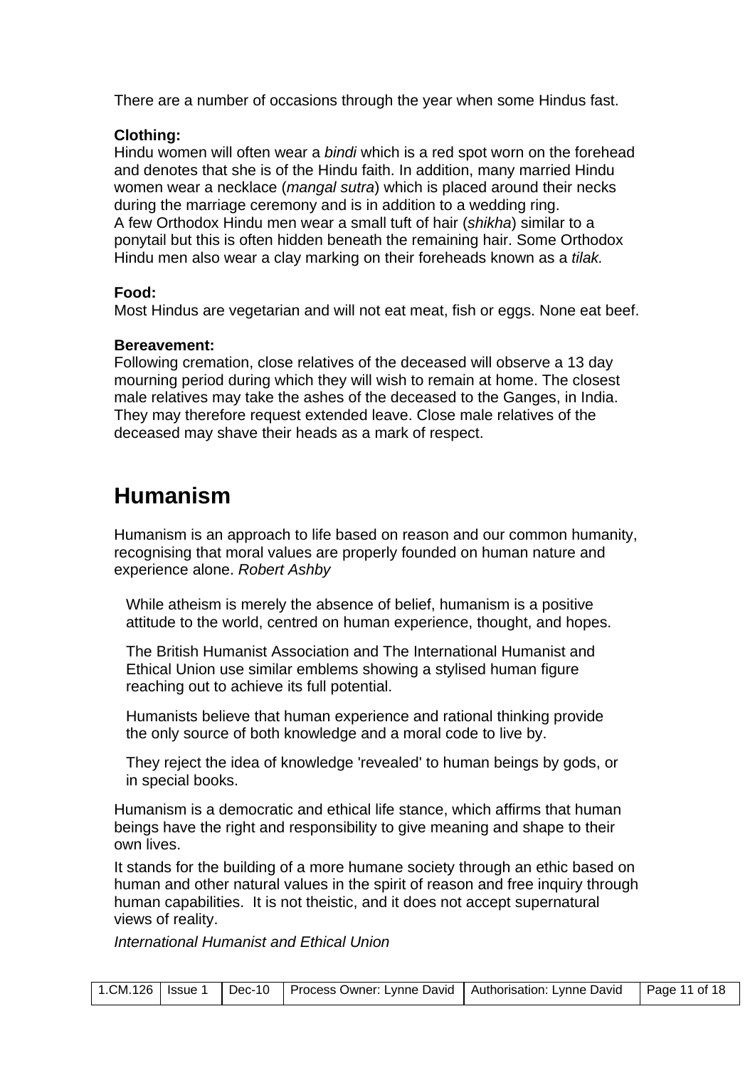There are a number of occasions through the year when some Hindus fast.

**Clothing:**
Hindu women will often wear a *bindi* which is a red spot worn on the forehead and denotes that she is of the Hindu faith. In addition, many married Hindu women wear a necklace (*mangal sutra*) which is placed around their necks during the marriage ceremony and is in addition to a wedding ring.
A few Orthodox Hindu men wear a small tuft of hair (*shikha*) similar to a ponytail but this is often hidden beneath the remaining hair. Some Orthodox Hindu men also wear a clay marking on their foreheads known as a *tilak.*

**Food:**
Most Hindus are vegetarian and will not eat meat, fish or eggs. None eat beef.

**Bereavement:**
Following cremation, close relatives of the deceased will observe a 13 day mourning period during which they will wish to remain at home. The closest male relatives may take the ashes of the deceased to the Ganges, in India. They may therefore request extended leave. Close male relatives of the deceased may shave their heads as a mark of respect.

# Humanism

Humanism is an approach to life based on reason and our common humanity, recognising that moral values are properly founded on human nature and experience alone. *Robert Ashby*

> While atheism is merely the absence of belief, humanism is a positive attitude to the world, centred on human experience, thought, and hopes.
>
> The British Humanist Association and The International Humanist and Ethical Union use similar emblems showing a stylised human figure reaching out to achieve its full potential.
>
> Humanists believe that human experience and rational thinking provide the only source of both knowledge and a moral code to live by.
>
> They reject the idea of knowledge 'revealed' to human beings by gods, or in special books.

Humanism is a democratic and ethical life stance, which affirms that human beings have the right and responsibility to give meaning and shape to their own lives.

It stands for the building of a more humane society through an ethic based on human and other natural values in the spirit of reason and free inquiry through human capabilities. It is not theistic, and it does not accept supernatural views of reality.

*International Humanist and Ethical Union*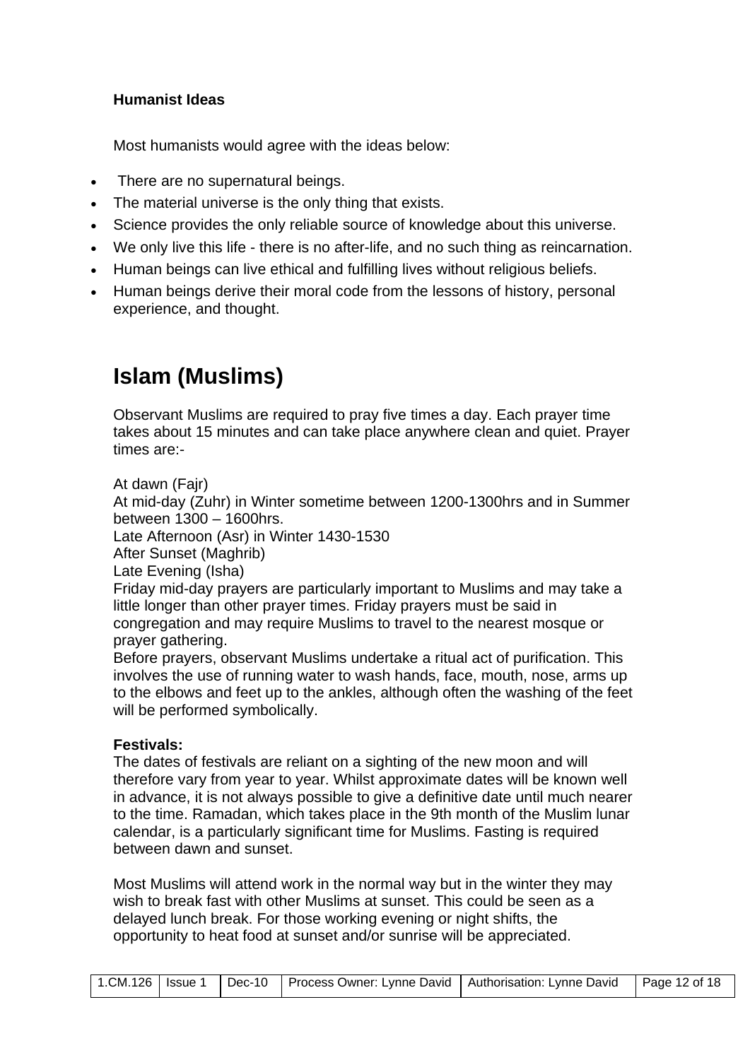**Humanist Ideas**

Most humanists would agree with the ideas below:

- There are no supernatural beings.
- The material universe is the only thing that exists.
- Science provides the only reliable source of knowledge about this universe.
- We only live this life - there is no after-life, and no such thing as reincarnation.
- Human beings can live ethical and fulfilling lives without religious beliefs.
- Human beings derive their moral code from the lessons of history, personal experience, and thought.

# Islam (Muslims)

Observant Muslims are required to pray five times a day. Each prayer time takes about 15 minutes and can take place anywhere clean and quiet. Prayer times are:-

At dawn (Fajr)
At mid-day (Zuhr) in Winter sometime between 1200-1300hrs and in Summer between 1300 – 1600hrs.
Late Afternoon (Asr) in Winter 1430-1530
After Sunset (Maghrib)
Late Evening (Isha)
Friday mid-day prayers are particularly important to Muslims and may take a little longer than other prayer times. Friday prayers must be said in congregation and may require Muslims to travel to the nearest mosque or prayer gathering.
Before prayers, observant Muslims undertake a ritual act of purification. This involves the use of running water to wash hands, face, mouth, nose, arms up to the elbows and feet up to the ankles, although often the washing of the feet will be performed symbolically.

**Festivals:**
The dates of festivals are reliant on a sighting of the new moon and will therefore vary from year to year. Whilst approximate dates will be known well in advance, it is not always possible to give a definitive date until much nearer to the time. Ramadan, which takes place in the 9th month of the Muslim lunar calendar, is a particularly significant time for Muslims. Fasting is required between dawn and sunset.

Most Muslims will attend work in the normal way but in the winter they may wish to break fast with other Muslims at sunset. This could be seen as a delayed lunch break. For those working evening or night shifts, the opportunity to heat food at sunset and/or sunrise will be appreciated.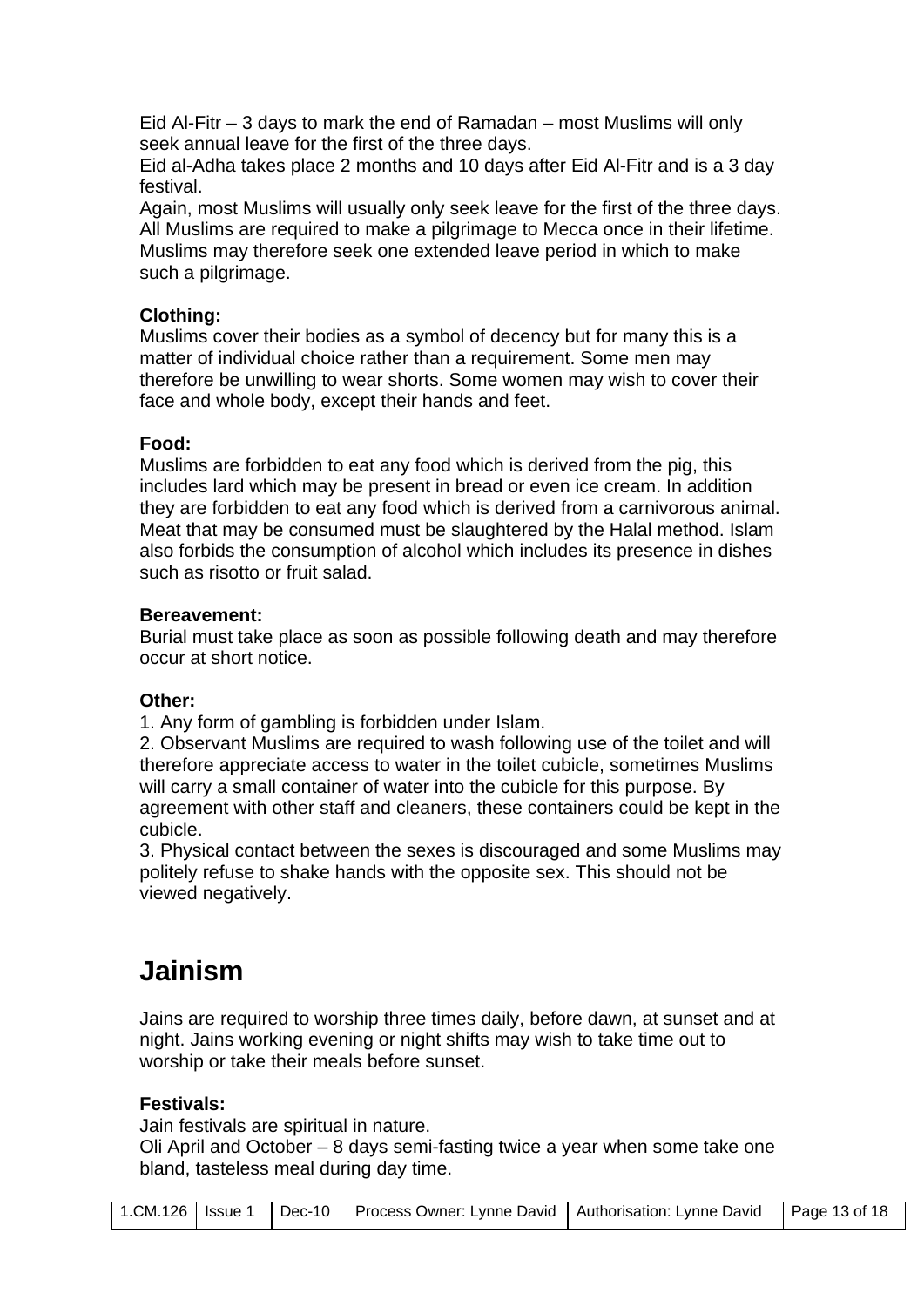Eid Al-Fitr – 3 days to mark the end of Ramadan – most Muslims will only seek annual leave for the first of the three days.
Eid al-Adha takes place 2 months and 10 days after Eid Al-Fitr and is a 3 day festival.
Again, most Muslims will usually only seek leave for the first of the three days.
All Muslims are required to make a pilgrimage to Mecca once in their lifetime. Muslims may therefore seek one extended leave period in which to make such a pilgrimage.

**Clothing:**
Muslims cover their bodies as a symbol of decency but for many this is a matter of individual choice rather than a requirement. Some men may therefore be unwilling to wear shorts. Some women may wish to cover their face and whole body, except their hands and feet.

**Food:**
Muslims are forbidden to eat any food which is derived from the pig, this includes lard which may be present in bread or even ice cream. In addition they are forbidden to eat any food which is derived from a carnivorous animal. Meat that may be consumed must be slaughtered by the Halal method. Islam also forbids the consumption of alcohol which includes its presence in dishes such as risotto or fruit salad.

**Bereavement:**
Burial must take place as soon as possible following death and may therefore occur at short notice.

**Other:**
1. Any form of gambling is forbidden under Islam.
2. Observant Muslims are required to wash following use of the toilet and will therefore appreciate access to water in the toilet cubicle, sometimes Muslims will carry a small container of water into the cubicle for this purpose. By agreement with other staff and cleaners, these containers could be kept in the cubicle.
3. Physical contact between the sexes is discouraged and some Muslims may politely refuse to shake hands with the opposite sex. This should not be viewed negatively.

# Jainism

Jains are required to worship three times daily, before dawn, at sunset and at night. Jains working evening or night shifts may wish to take time out to worship or take their meals before sunset.

**Festivals:**
Jain festivals are spiritual in nature.
Oli April and October – 8 days semi-fasting twice a year when some take one bland, tasteless meal during day time.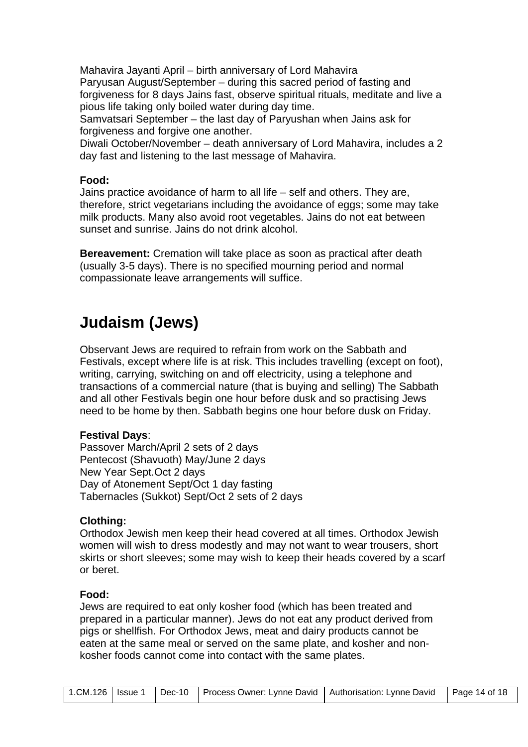Mahavira Jayanti April – birth anniversary of Lord Mahavira
Paryusan August/September – during this sacred period of fasting and forgiveness for 8 days Jains fast, observe spiritual rituals, meditate and live a pious life taking only boiled water during day time.
Samvatsari September – the last day of Paryushan when Jains ask for forgiveness and forgive one another.
Diwali October/November – death anniversary of Lord Mahavira, includes a 2 day fast and listening to the last message of Mahavira.

**Food:**
Jains practice avoidance of harm to all life – self and others. They are, therefore, strict vegetarians including the avoidance of eggs; some may take milk products. Many also avoid root vegetables. Jains do not eat between sunset and sunrise. Jains do not drink alcohol.

**Bereavement:** Cremation will take place as soon as practical after death (usually 3-5 days). There is no specified mourning period and normal compassionate leave arrangements will suffice.

# Judaism (Jews)

Observant Jews are required to refrain from work on the Sabbath and Festivals, except where life is at risk. This includes travelling (except on foot), writing, carrying, switching on and off electricity, using a telephone and transactions of a commercial nature (that is buying and selling) The Sabbath and all other Festivals begin one hour before dusk and so practising Jews need to be home by then. Sabbath begins one hour before dusk on Friday.

**Festival Days**:
Passover March/April 2 sets of 2 days
Pentecost (Shavuoth) May/June 2 days
New Year Sept.Oct 2 days
Day of Atonement Sept/Oct 1 day fasting
Tabernacles (Sukkot) Sept/Oct 2 sets of 2 days

**Clothing:**
Orthodox Jewish men keep their head covered at all times. Orthodox Jewish women will wish to dress modestly and may not want to wear trousers, short skirts or short sleeves; some may wish to keep their heads covered by a scarf or beret.

**Food:**
Jews are required to eat only kosher food (which has been treated and prepared in a particular manner). Jews do not eat any product derived from pigs or shellfish. For Orthodox Jews, meat and dairy products cannot be eaten at the same meal or served on the same plate, and kosher and non-kosher foods cannot come into contact with the same plates.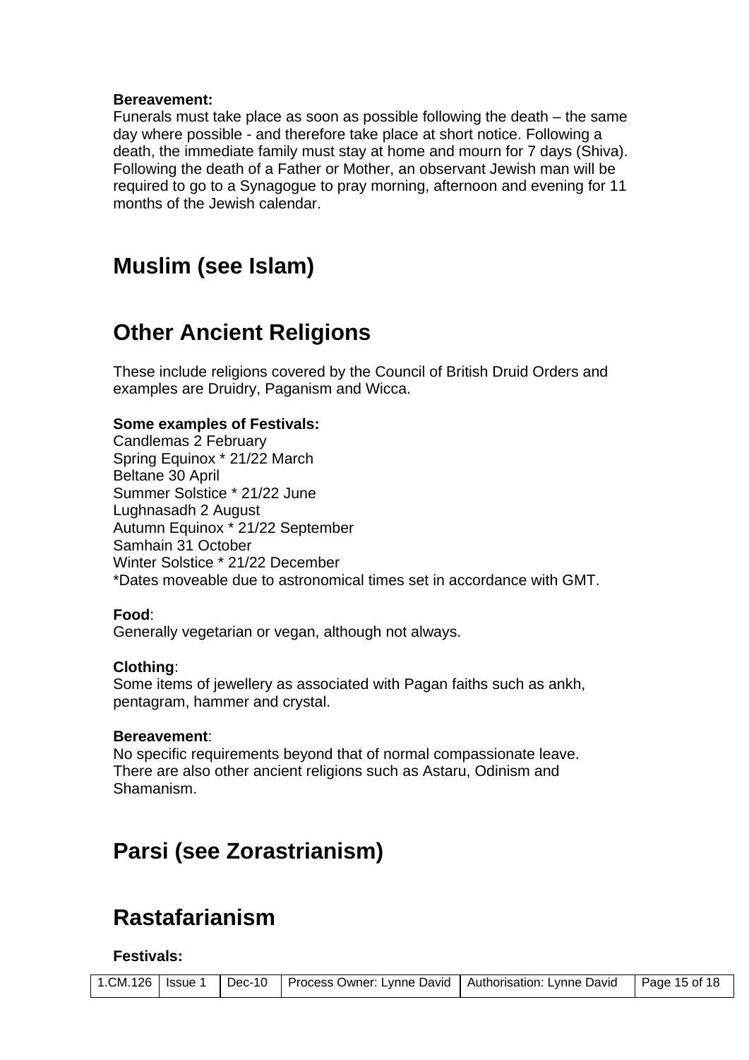**Bereavement:**
Funerals must take place as soon as possible following the death – the same day where possible - and therefore take place at short notice. Following a death, the immediate family must stay at home and mourn for 7 days (Shiva). Following the death of a Father or Mother, an observant Jewish man will be required to go to a Synagogue to pray morning, afternoon and evening for 11 months of the Jewish calendar.

## Muslim (see Islam)

## Other Ancient Religions

These include religions covered by the Council of British Druid Orders and examples are Druidry, Paganism and Wicca.

**Some examples of Festivals:**
Candlemas 2 February
Spring Equinox * 21/22 March
Beltane 30 April
Summer Solstice * 21/22 June
Lughnasadh 2 August
Autumn Equinox * 21/22 September
Samhain 31 October
Winter Solstice * 21/22 December
*Dates moveable due to astronomical times set in accordance with GMT.

**Food**:
Generally vegetarian or vegan, although not always.

**Clothing**:
Some items of jewellery as associated with Pagan faiths such as ankh, pentagram, hammer and crystal.

**Bereavement**:
No specific requirements beyond that of normal compassionate leave.
There are also other ancient religions such as Astaru, Odinism and Shamanism.

## Parsi (see Zorastrianism)

## Rastafarianism

**Festivals:**

| 1.CM.126 | Issue 1 | Dec-10 | Process Owner: Lynne David | Authorisation: Lynne David |
| --- | --- | --- | --- | --- |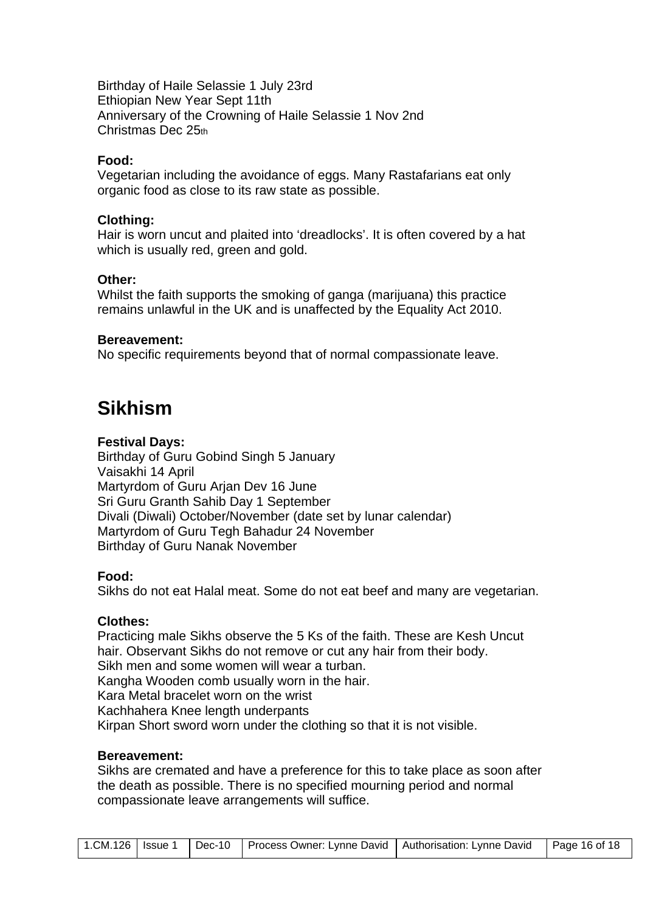Birthday of Haile Selassie 1 July 23rd
Ethiopian New Year Sept 11th
Anniversary of the Crowning of Haile Selassie 1 Nov 2nd
Christmas Dec 25th

**Food:**
Vegetarian including the avoidance of eggs. Many Rastafarians eat only organic food as close to its raw state as possible.

**Clothing:**
Hair is worn uncut and plaited into 'dreadlocks'. It is often covered by a hat which is usually red, green and gold.

**Other:**
Whilst the faith supports the smoking of ganga (marijuana) this practice remains unlawful in the UK and is unaffected by the Equality Act 2010.

**Bereavement:**
No specific requirements beyond that of normal compassionate leave.

# Sikhism

**Festival Days:**
Birthday of Guru Gobind Singh 5 January
Vaisakhi 14 April
Martyrdom of Guru Arjan Dev 16 June
Sri Guru Granth Sahib Day 1 September
Divali (Diwali) October/November (date set by lunar calendar)
Martyrdom of Guru Tegh Bahadur 24 November
Birthday of Guru Nanak November

**Food:**
Sikhs do not eat Halal meat. Some do not eat beef and many are vegetarian.

**Clothes:**
Practicing male Sikhs observe the 5 Ks of the faith. These are Kesh Uncut hair. Observant Sikhs do not remove or cut any hair from their body.
Sikh men and some women will wear a turban.
Kangha Wooden comb usually worn in the hair.
Kara Metal bracelet worn on the wrist
Kachhahera Knee length underpants
Kirpan Short sword worn under the clothing so that it is not visible.

**Bereavement:**
Sikhs are cremated and have a preference for this to take place as soon after the death as possible. There is no specified mourning period and normal compassionate leave arrangements will suffice.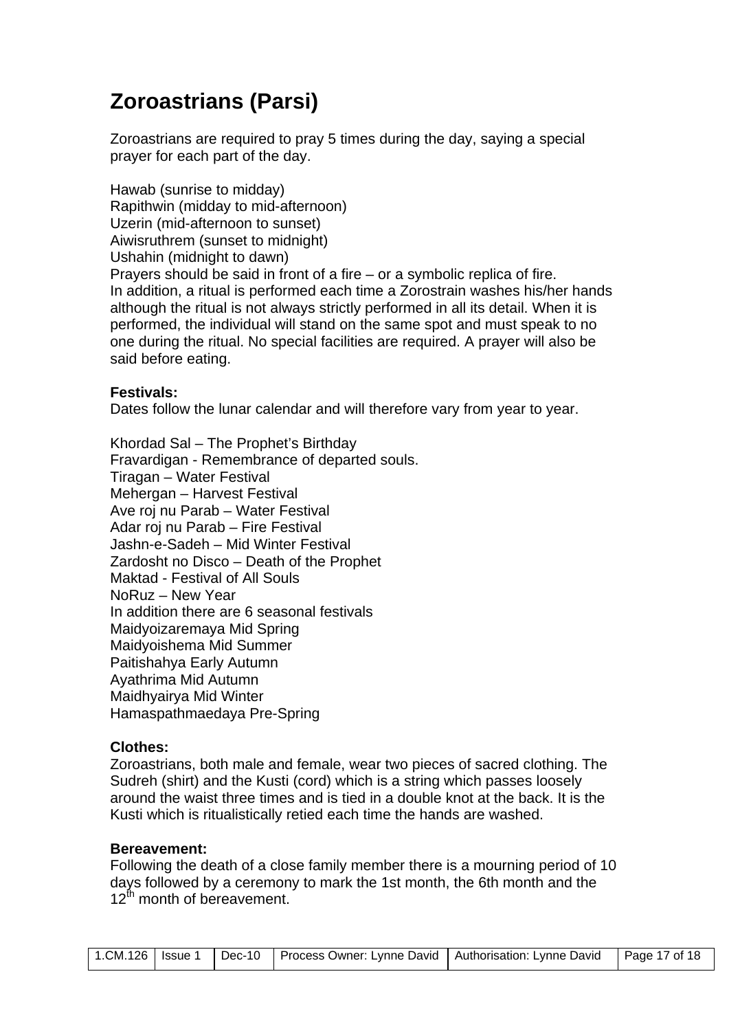# Zoroastrians (Parsi)

Zoroastrians are required to pray 5 times during the day, saying a special prayer for each part of the day.

Hawab (sunrise to midday)
Rapithwin (midday to mid-afternoon)
Uzerin (mid-afternoon to sunset)
Aiwisruthrem (sunset to midnight)
Ushahin (midnight to dawn)
Prayers should be said in front of a fire – or a symbolic replica of fire.
In addition, a ritual is performed each time a Zorostrain washes his/her hands although the ritual is not always strictly performed in all its detail. When it is performed, the individual will stand on the same spot and must speak to no one during the ritual. No special facilities are required. A prayer will also be said before eating.

**Festivals:**
Dates follow the lunar calendar and will therefore vary from year to year.

Khordad Sal – The Prophet's Birthday
Fravardigan - Remembrance of departed souls.
Tiragan – Water Festival
Mehergan – Harvest Festival
Ave roj nu Parab – Water Festival
Adar roj nu Parab – Fire Festival
Jashn-e-Sadeh – Mid Winter Festival
Zardosht no Disco – Death of the Prophet
Maktad - Festival of All Souls
NoRuz – New Year
In addition there are 6 seasonal festivals
Maidyoizaremaya Mid Spring
Maidyoishema Mid Summer
Paitishahya Early Autumn
Ayathrima Mid Autumn
Maidhyairya Mid Winter
Hamaspathmaedaya Pre-Spring

**Clothes:**
Zoroastrians, both male and female, wear two pieces of sacred clothing. The Sudreh (shirt) and the Kusti (cord) which is a string which passes loosely around the waist three times and is tied in a double knot at the back. It is the Kusti which is ritualistically retied each time the hands are washed.

**Bereavement:**
Following the death of a close family member there is a mourning period of 10 days followed by a ceremony to mark the 1st month, the 6th month and the 12th month of bereavement.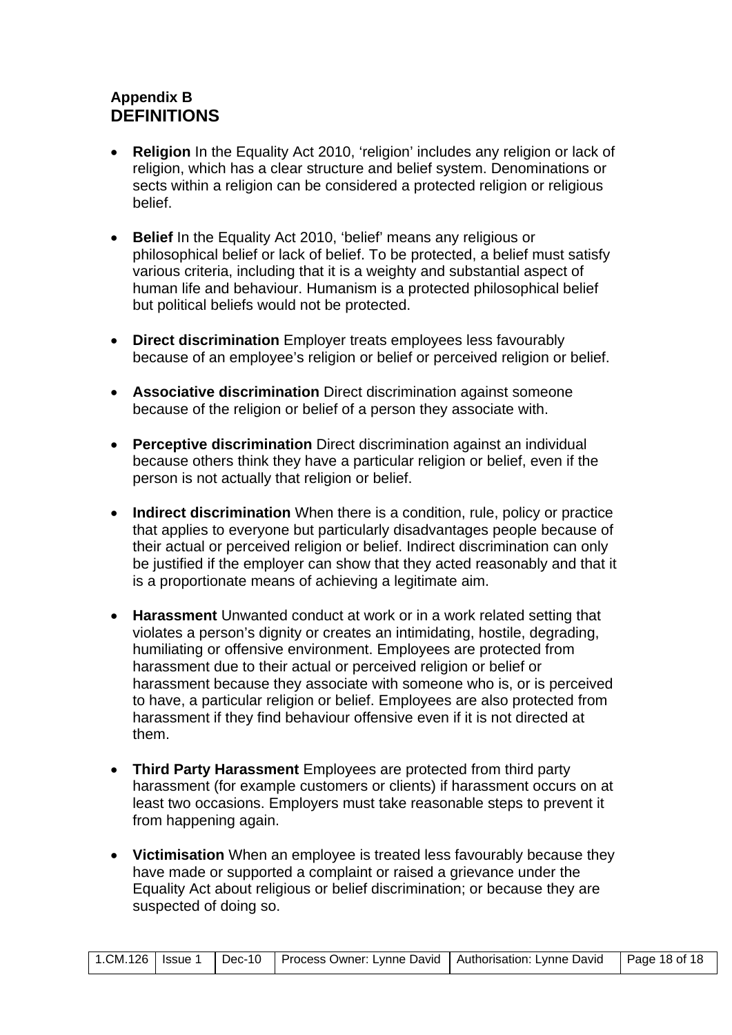#### Appendix B

## DEFINITIONS

- **Religion** In the Equality Act 2010, 'religion' includes any religion or lack of religion, which has a clear structure and belief system. Denominations or sects within a religion can be considered a protected religion or religious belief.

- **Belief** In the Equality Act 2010, 'belief' means any religious or philosophical belief or lack of belief. To be protected, a belief must satisfy various criteria, including that it is a weighty and substantial aspect of human life and behaviour. Humanism is a protected philosophical belief but political beliefs would not be protected.

- **Direct discrimination** Employer treats employees less favourably because of an employee's religion or belief or perceived religion or belief.

- **Associative discrimination** Direct discrimination against someone because of the religion or belief of a person they associate with.

- **Perceptive discrimination** Direct discrimination against an individual because others think they have a particular religion or belief, even if the person is not actually that religion or belief.

- **Indirect discrimination** When there is a condition, rule, policy or practice that applies to everyone but particularly disadvantages people because of their actual or perceived religion or belief. Indirect discrimination can only be justified if the employer can show that they acted reasonably and that it is a proportionate means of achieving a legitimate aim.

- **Harassment** Unwanted conduct at work or in a work related setting that violates a person's dignity or creates an intimidating, hostile, degrading, humiliating or offensive environment. Employees are protected from harassment due to their actual or perceived religion or belief or harassment because they associate with someone who is, or is perceived to have, a particular religion or belief. Employees are also protected from harassment if they find behaviour offensive even if it is not directed at them.

- **Third Party Harassment** Employees are protected from third party harassment (for example customers or clients) if harassment occurs on at least two occasions. Employers must take reasonable steps to prevent it from happening again.

- **Victimisation** When an employee is treated less favourably because they have made or supported a complaint or raised a grievance under the Equality Act about religious or belief discrimination; or because they are suspected of doing so.